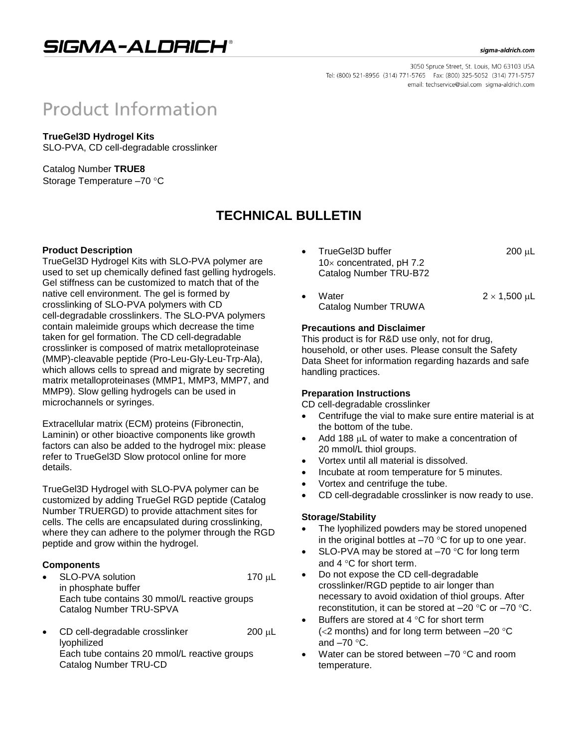# Product Information

**TrueGel3D Hydrogel Kits**
SLO-PVA, CD cell-degradable crosslinker

Catalog Number **TRUE8**
Storage Temperature –70 °C

## TECHNICAL BULLETIN

### Product Description

TrueGel3D Hydrogel Kits with SLO-PVA polymer are used to set up chemically defined fast gelling hydrogels. Gel stiffness can be customized to match that of the native cell environment. The gel is formed by crosslinking of SLO-PVA polymers with CD cell-degradable crosslinkers. The SLO-PVA polymers contain maleimide groups which decrease the time taken for gel formation. The CD cell-degradable crosslinker is composed of matrix metalloproteinase (MMP)-cleavable peptide (Pro-Leu-Gly-Leu-Trp-Ala), which allows cells to spread and migrate by secreting matrix metalloproteinases (MMP1, MMP3, MMP7, and MMP9). Slow gelling hydrogels can be used in microchannels or syringes.

Extracellular matrix (ECM) proteins (Fibronectin, Laminin) or other bioactive components like growth factors can also be added to the hydrogel mix: please refer to TrueGel3D Slow protocol online for more details.

TrueGel3D Hydrogel with SLO-PVA polymer can be customized by adding TrueGel RGD peptide (Catalog Number TRUERGD) to provide attachment sites for cells. The cells are encapsulated during crosslinking, where they can adhere to the polymer through the RGD peptide and grow within the hydrogel.

### Components

- SLO-PVA solution in phosphate buffer — 170 μL
  Each tube contains 30 mmol/L reactive groups
  Catalog Number TRU-SPVA
- CD cell-degradable crosslinker lyophilized — 200 μL
  Each tube contains 20 mmol/L reactive groups
  Catalog Number TRU-CD
- TrueGel3D buffer 10× concentrated, pH 7.2 — 200 μL
  Catalog Number TRU-B72
- Water — 2 × 1,500 μL
  Catalog Number TRUWA

### Precautions and Disclaimer

This product is for R&D use only, not for drug, household, or other uses. Please consult the Safety Data Sheet for information regarding hazards and safe handling practices.

### Preparation Instructions

CD cell-degradable crosslinker

- Centrifuge the vial to make sure entire material is at the bottom of the tube.
- Add 188 μL of water to make a concentration of 20 mmol/L thiol groups.
- Vortex until all material is dissolved.
- Incubate at room temperature for 5 minutes.
- Vortex and centrifuge the tube.
- CD cell-degradable crosslinker is now ready to use.

### Storage/Stability

- The lyophilized powders may be stored unopened in the original bottles at –70 °C for up to one year.
- SLO-PVA may be stored at –70 °C for long term and 4 °C for short term.
- Do not expose the CD cell-degradable crosslinker/RGD peptide to air longer than necessary to avoid oxidation of thiol groups. After reconstitution, it can be stored at –20 °C or –70 °C.
- Buffers are stored at 4 °C for short term (<2 months) and for long term between –20 °C and –70 °C.
- Water can be stored between –70 °C and room temperature.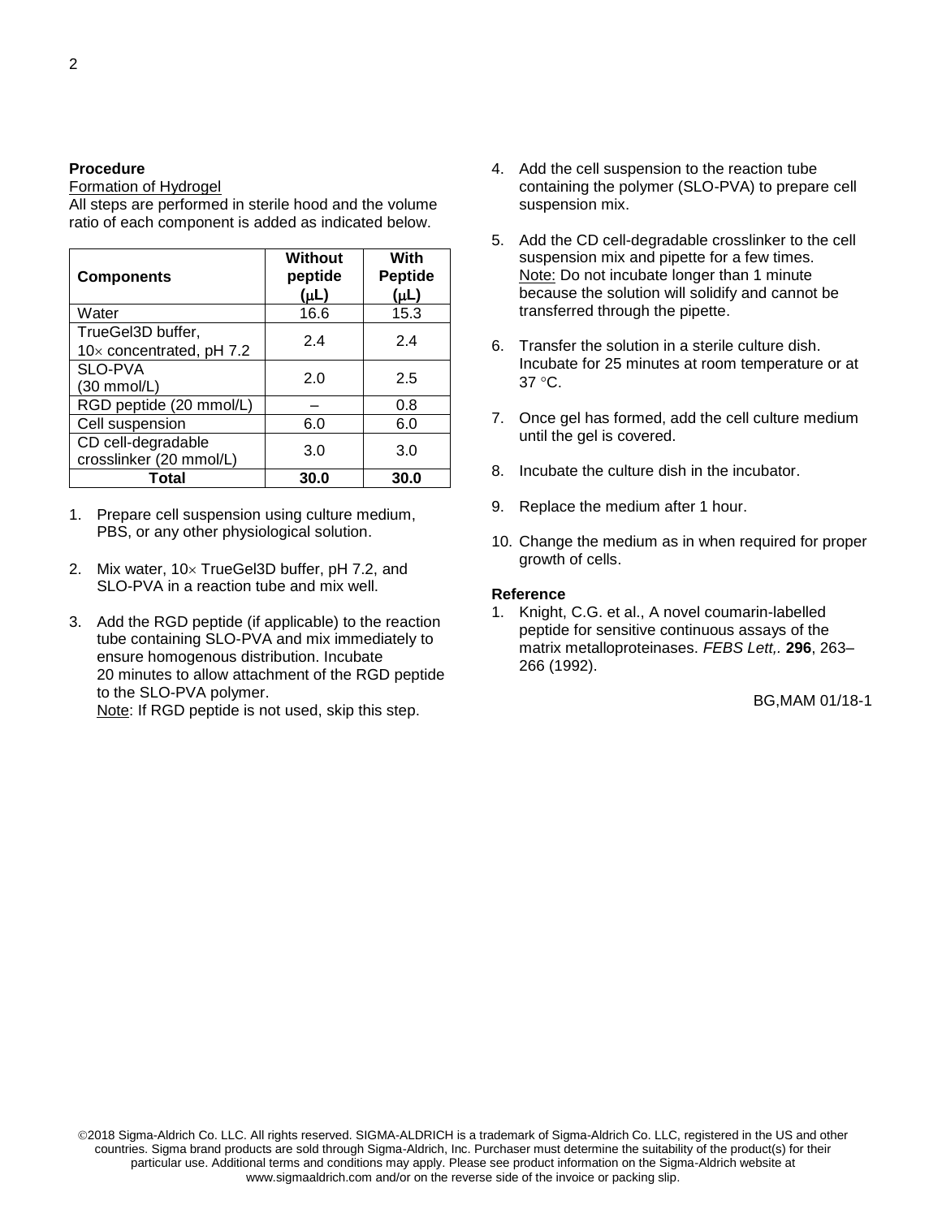**Procedure**

Formation of Hydrogel

All steps are performed in sterile hood and the volume ratio of each component is added as indicated below.

| Components | Without peptide (μL) | With Peptide (μL) |
| --- | --- | --- |
| Water | 16.6 | 15.3 |
| TrueGel3D buffer, 10× concentrated, pH 7.2 | 2.4 | 2.4 |
| SLO-PVA (30 mmol/L) | 2.0 | 2.5 |
| RGD peptide (20 mmol/L) | – | 0.8 |
| Cell suspension | 6.0 | 6.0 |
| CD cell-degradable crosslinker (20 mmol/L) | 3.0 | 3.0 |
| **Total** | **30.0** | **30.0** |

1. Prepare cell suspension using culture medium, PBS, or any other physiological solution.

2. Mix water, 10× TrueGel3D buffer, pH 7.2, and SLO-PVA in a reaction tube and mix well.

3. Add the RGD peptide (if applicable) to the reaction tube containing SLO-PVA and mix immediately to ensure homogenous distribution. Incubate 20 minutes to allow attachment of the RGD peptide to the SLO-PVA polymer.
   Note: If RGD peptide is not used, skip this step.

4. Add the cell suspension to the reaction tube containing the polymer (SLO-PVA) to prepare cell suspension mix.

5. Add the CD cell-degradable crosslinker to the cell suspension mix and pipette for a few times.
   Note: Do not incubate longer than 1 minute because the solution will solidify and cannot be transferred through the pipette.

6. Transfer the solution in a sterile culture dish. Incubate for 25 minutes at room temperature or at 37 °C.

7. Once gel has formed, add the cell culture medium until the gel is covered.

8. Incubate the culture dish in the incubator.

9. Replace the medium after 1 hour.

10. Change the medium as in when required for proper growth of cells.

**Reference**

1. Knight, C.G. et al., A novel coumarin-labelled peptide for sensitive continuous assays of the matrix metalloproteinases. *FEBS Lett,.* **296**, 263–266 (1992).

BG,MAM 01/18-1

©2018 Sigma-Aldrich Co. LLC. All rights reserved. SIGMA-ALDRICH is a trademark of Sigma-Aldrich Co. LLC, registered in the US and other countries. Sigma brand products are sold through Sigma-Aldrich, Inc. Purchaser must determine the suitability of the product(s) for their particular use. Additional terms and conditions may apply. Please see product information on the Sigma-Aldrich website at www.sigmaaldrich.com and/or on the reverse side of the invoice or packing slip.